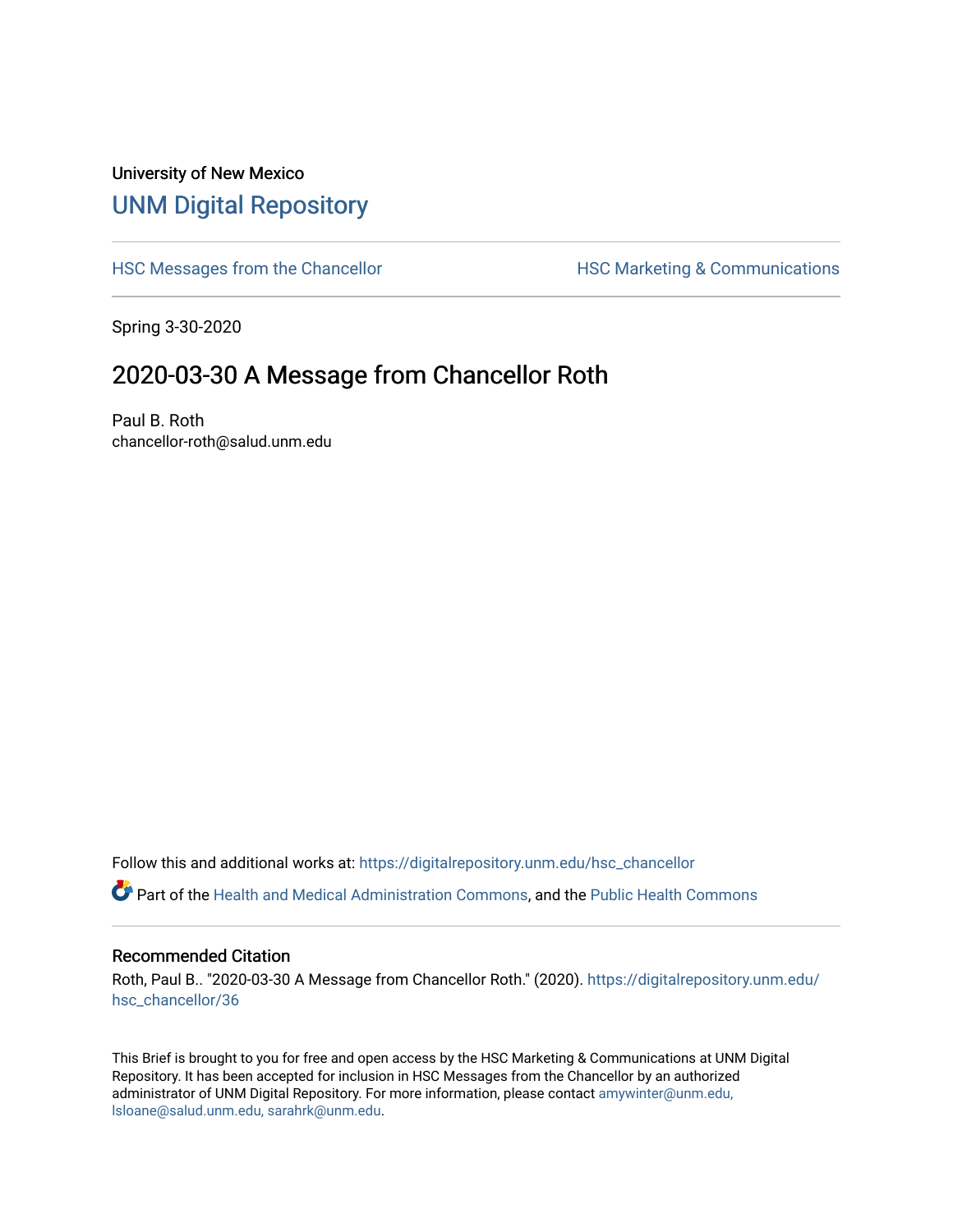University of New Mexico

## UNM Digital Repository

HSC Messages from the Chancellor

HSC Marketing & Communications

Spring 3-30-2020

# 2020-03-30 A Message from Chancellor Roth

Paul B. Roth
chancellor-roth@salud.unm.edu

Follow this and additional works at: https://digitalrepository.unm.edu/hsc_chancellor

Part of the Health and Medical Administration Commons, and the Public Health Commons

### Recommended Citation

Roth, Paul B.. "2020-03-30 A Message from Chancellor Roth." (2020). https://digitalrepository.unm.edu/hsc_chancellor/36

This Brief is brought to you for free and open access by the HSC Marketing & Communications at UNM Digital Repository. It has been accepted for inclusion in HSC Messages from the Chancellor by an authorized administrator of UNM Digital Repository. For more information, please contact amywinter@unm.edu, lsloane@salud.unm.edu, sarahrk@unm.edu.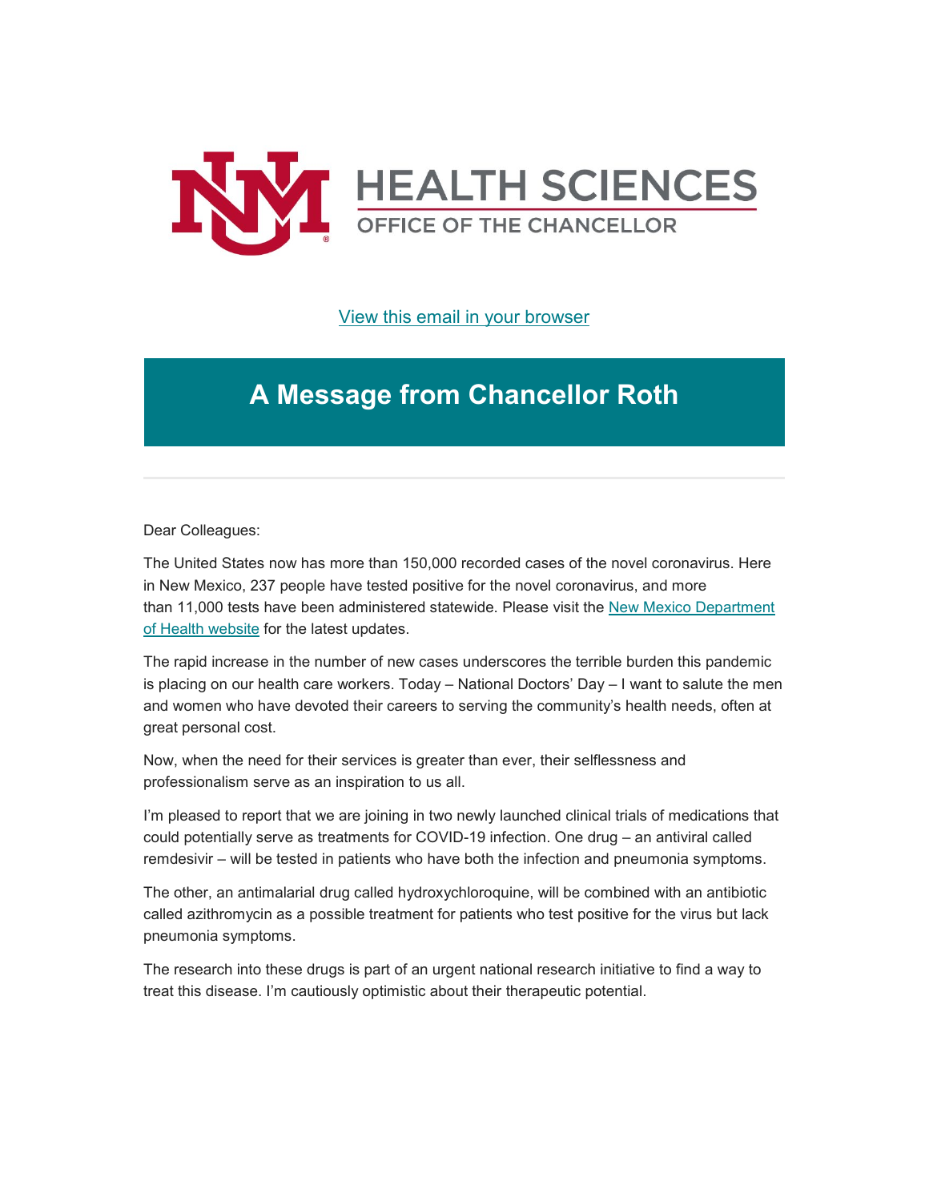# HEALTH SCIENCES

OFFICE OF THE CHANCELLOR

[View this email in your browser]

## A Message from Chancellor Roth

---

Dear Colleagues:

The United States now has more than 150,000 recorded cases of the novel coronavirus. Here in New Mexico, 237 people have tested positive for the novel coronavirus, and more than 11,000 tests have been administered statewide. Please visit the New Mexico Department of Health website for the latest updates.

The rapid increase in the number of new cases underscores the terrible burden this pandemic is placing on our health care workers. Today – National Doctors' Day – I want to salute the men and women who have devoted their careers to serving the community's health needs, often at great personal cost.

Now, when the need for their services is greater than ever, their selflessness and professionalism serve as an inspiration to us all.

I'm pleased to report that we are joining in two newly launched clinical trials of medications that could potentially serve as treatments for COVID-19 infection. One drug – an antiviral called remdesivir – will be tested in patients who have both the infection and pneumonia symptoms.

The other, an antimalarial drug called hydroxychloroquine, will be combined with an antibiotic called azithromycin as a possible treatment for patients who test positive for the virus but lack pneumonia symptoms.

The research into these drugs is part of an urgent national research initiative to find a way to treat this disease. I'm cautiously optimistic about their therapeutic potential.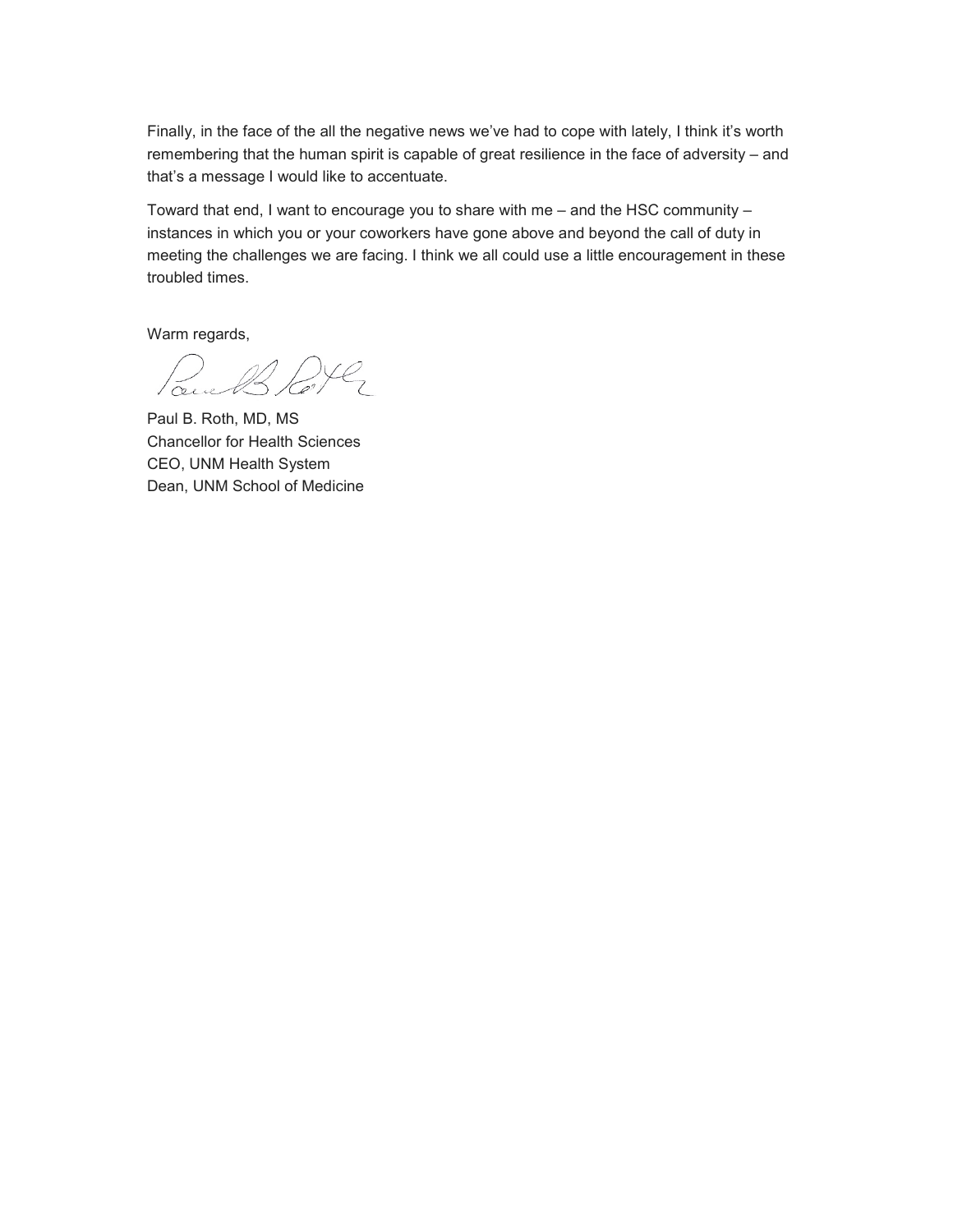Finally, in the face of the all the negative news we've had to cope with lately, I think it's worth remembering that the human spirit is capable of great resilience in the face of adversity – and that's a message I would like to accentuate.

Toward that end, I want to encourage you to share with me – and the HSC community – instances in which you or your coworkers have gone above and beyond the call of duty in meeting the challenges we are facing. I think we all could use a little encouragement in these troubled times.

Warm regards,

Paul B. Roth, MD, MS
Chancellor for Health Sciences
CEO, UNM Health System
Dean, UNM School of Medicine